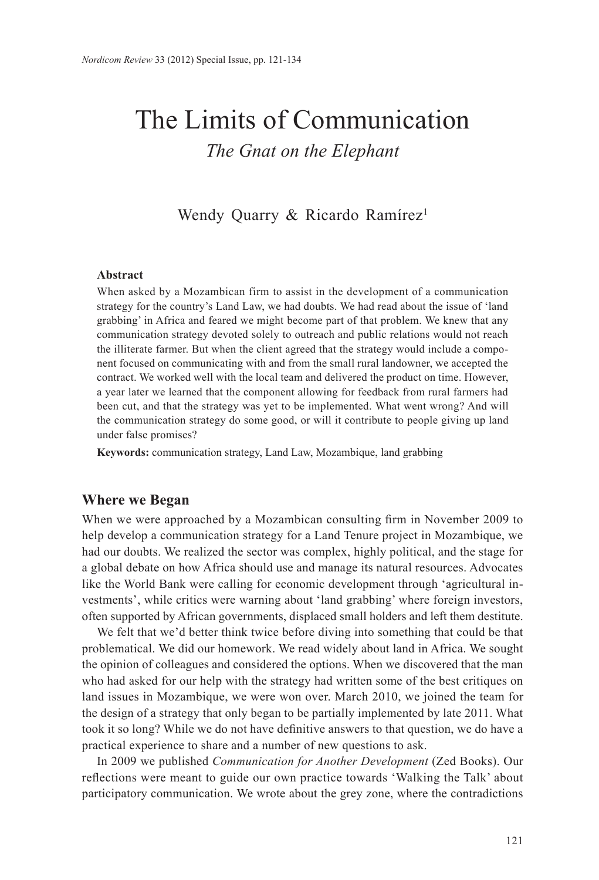# The Limits of Communication

*The Gnat on the Elephant*

Wendy Quarry & Ricardo Ramírez[1]

**Abstract**

When asked by a Mozambican firm to assist in the development of a communication strategy for the country's Land Law, we had doubts. We had read about the issue of 'land grabbing' in Africa and feared we might become part of that problem. We knew that any communication strategy devoted solely to outreach and public relations would not reach the illiterate farmer. But when the client agreed that the strategy would include a component focused on communicating with and from the small rural landowner, we accepted the contract. We worked well with the local team and delivered the product on time. However, a year later we learned that the component allowing for feedback from rural farmers had been cut, and that the strategy was yet to be implemented. What went wrong? And will the communication strategy do some good, or will it contribute to people giving up land under false promises?

**Keywords:** communication strategy, Land Law, Mozambique, land grabbing

## Where we Began

When we were approached by a Mozambican consulting firm in November 2009 to help develop a communication strategy for a Land Tenure project in Mozambique, we had our doubts. We realized the sector was complex, highly political, and the stage for a global debate on how Africa should use and manage its natural resources. Advocates like the World Bank were calling for economic development through 'agricultural investments', while critics were warning about 'land grabbing' where foreign investors, often supported by African governments, displaced small holders and left them destitute.

We felt that we'd better think twice before diving into something that could be that problematical. We did our homework. We read widely about land in Africa. We sought the opinion of colleagues and considered the options. When we discovered that the man who had asked for our help with the strategy had written some of the best critiques on land issues in Mozambique, we were won over. March 2010, we joined the team for the design of a strategy that only began to be partially implemented by late 2011. What took it so long? While we do not have definitive answers to that question, we do have a practical experience to share and a number of new questions to ask.

In 2009 we published *Communication for Another Development* (Zed Books). Our reflections were meant to guide our own practice towards 'Walking the Talk' about participatory communication. We wrote about the grey zone, where the contradictions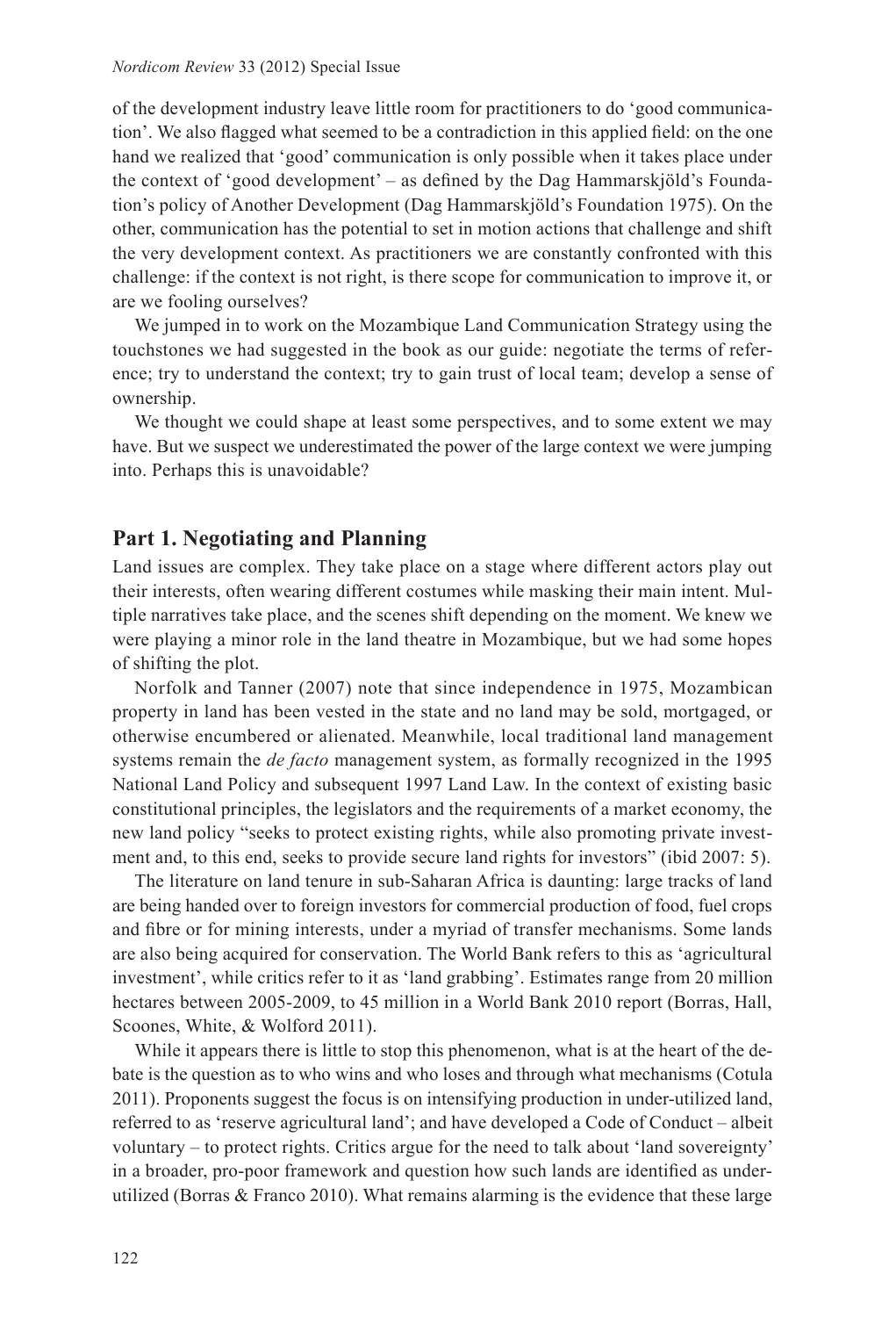of the development industry leave little room for practitioners to do 'good communication'. We also flagged what seemed to be a contradiction in this applied field: on the one hand we realized that 'good' communication is only possible when it takes place under the context of 'good development' – as defined by the Dag Hammarskjöld's Foundation's policy of Another Development (Dag Hammarskjöld's Foundation 1975). On the other, communication has the potential to set in motion actions that challenge and shift the very development context. As practitioners we are constantly confronted with this challenge: if the context is not right, is there scope for communication to improve it, or are we fooling ourselves?

We jumped in to work on the Mozambique Land Communication Strategy using the touchstones we had suggested in the book as our guide: negotiate the terms of reference; try to understand the context; try to gain trust of local team; develop a sense of ownership.

We thought we could shape at least some perspectives, and to some extent we may have. But we suspect we underestimated the power of the large context we were jumping into. Perhaps this is unavoidable?

## Part 1. Negotiating and Planning

Land issues are complex. They take place on a stage where different actors play out their interests, often wearing different costumes while masking their main intent. Multiple narratives take place, and the scenes shift depending on the moment. We knew we were playing a minor role in the land theatre in Mozambique, but we had some hopes of shifting the plot.

Norfolk and Tanner (2007) note that since independence in 1975, Mozambican property in land has been vested in the state and no land may be sold, mortgaged, or otherwise encumbered or alienated. Meanwhile, local traditional land management systems remain the *de facto* management system, as formally recognized in the 1995 National Land Policy and subsequent 1997 Land Law. In the context of existing basic constitutional principles, the legislators and the requirements of a market economy, the new land policy "seeks to protect existing rights, while also promoting private investment and, to this end, seeks to provide secure land rights for investors" (ibid 2007: 5).

The literature on land tenure in sub-Saharan Africa is daunting: large tracks of land are being handed over to foreign investors for commercial production of food, fuel crops and fibre or for mining interests, under a myriad of transfer mechanisms. Some lands are also being acquired for conservation. The World Bank refers to this as 'agricultural investment', while critics refer to it as 'land grabbing'. Estimates range from 20 million hectares between 2005-2009, to 45 million in a World Bank 2010 report (Borras, Hall, Scoones, White, & Wolford 2011).

While it appears there is little to stop this phenomenon, what is at the heart of the debate is the question as to who wins and who loses and through what mechanisms (Cotula 2011). Proponents suggest the focus is on intensifying production in under-utilized land, referred to as 'reserve agricultural land'; and have developed a Code of Conduct – albeit voluntary – to protect rights. Critics argue for the need to talk about 'land sovereignty' in a broader, pro-poor framework and question how such lands are identified as under-utilized (Borras & Franco 2010). What remains alarming is the evidence that these large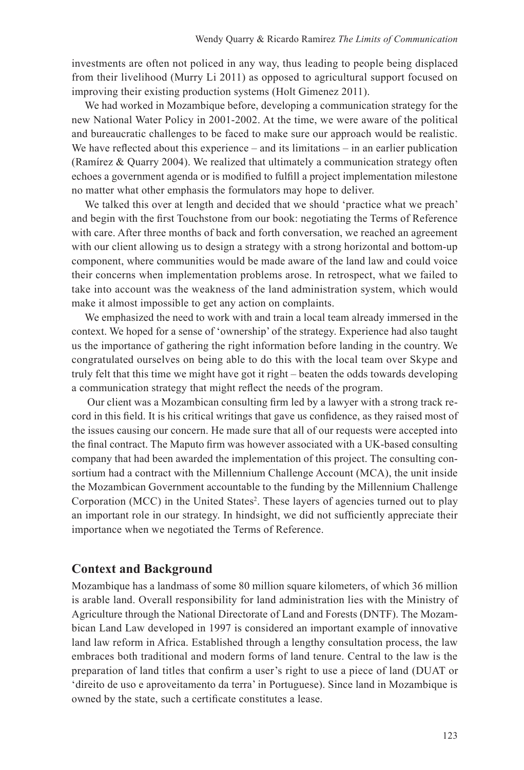investments are often not policed in any way, thus leading to people being displaced from their livelihood (Murry Li 2011) as opposed to agricultural support focused on improving their existing production systems (Holt Gimenez 2011).

We had worked in Mozambique before, developing a communication strategy for the new National Water Policy in 2001-2002. At the time, we were aware of the political and bureaucratic challenges to be faced to make sure our approach would be realistic. We have reflected about this experience – and its limitations – in an earlier publication (Ramírez & Quarry 2004). We realized that ultimately a communication strategy often echoes a government agenda or is modified to fulfill a project implementation milestone no matter what other emphasis the formulators may hope to deliver.

We talked this over at length and decided that we should 'practice what we preach' and begin with the first Touchstone from our book: negotiating the Terms of Reference with care. After three months of back and forth conversation, we reached an agreement with our client allowing us to design a strategy with a strong horizontal and bottom-up component, where communities would be made aware of the land law and could voice their concerns when implementation problems arose. In retrospect, what we failed to take into account was the weakness of the land administration system, which would make it almost impossible to get any action on complaints.

We emphasized the need to work with and train a local team already immersed in the context. We hoped for a sense of 'ownership' of the strategy. Experience had also taught us the importance of gathering the right information before landing in the country. We congratulated ourselves on being able to do this with the local team over Skype and truly felt that this time we might have got it right – beaten the odds towards developing a communication strategy that might reflect the needs of the program.

Our client was a Mozambican consulting firm led by a lawyer with a strong track record in this field. It is his critical writings that gave us confidence, as they raised most of the issues causing our concern. He made sure that all of our requests were accepted into the final contract. The Maputo firm was however associated with a UK-based consulting company that had been awarded the implementation of this project. The consulting consortium had a contract with the Millennium Challenge Account (MCA), the unit inside the Mozambican Government accountable to the funding by the Millennium Challenge Corporation (MCC) in the United States[2]. These layers of agencies turned out to play an important role in our strategy. In hindsight, we did not sufficiently appreciate their importance when we negotiated the Terms of Reference.

## Context and Background

Mozambique has a landmass of some 80 million square kilometers, of which 36 million is arable land. Overall responsibility for land administration lies with the Ministry of Agriculture through the National Directorate of Land and Forests (DNTF). The Mozambican Land Law developed in 1997 is considered an important example of innovative land law reform in Africa. Established through a lengthy consultation process, the law embraces both traditional and modern forms of land tenure. Central to the law is the preparation of land titles that confirm a user's right to use a piece of land (DUAT or 'direito de uso e aproveitamento da terra' in Portuguese). Since land in Mozambique is owned by the state, such a certificate constitutes a lease.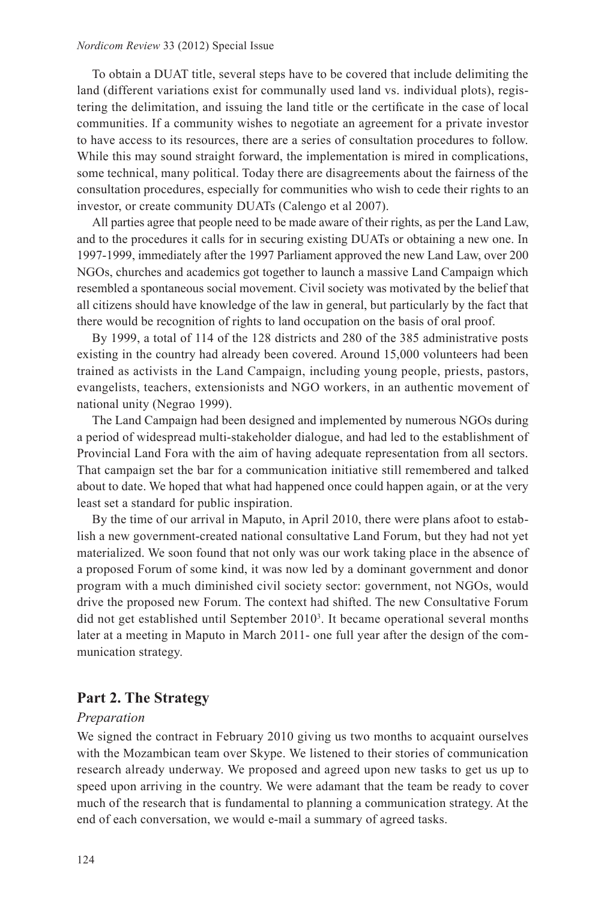To obtain a DUAT title, several steps have to be covered that include delimiting the land (different variations exist for communally used land vs. individual plots), registering the delimitation, and issuing the land title or the certificate in the case of local communities. If a community wishes to negotiate an agreement for a private investor to have access to its resources, there are a series of consultation procedures to follow. While this may sound straight forward, the implementation is mired in complications, some technical, many political. Today there are disagreements about the fairness of the consultation procedures, especially for communities who wish to cede their rights to an investor, or create community DUATs (Calengo et al 2007).

All parties agree that people need to be made aware of their rights, as per the Land Law, and to the procedures it calls for in securing existing DUATs or obtaining a new one. In 1997-1999, immediately after the 1997 Parliament approved the new Land Law, over 200 NGOs, churches and academics got together to launch a massive Land Campaign which resembled a spontaneous social movement. Civil society was motivated by the belief that all citizens should have knowledge of the law in general, but particularly by the fact that there would be recognition of rights to land occupation on the basis of oral proof.

By 1999, a total of 114 of the 128 districts and 280 of the 385 administrative posts existing in the country had already been covered. Around 15,000 volunteers had been trained as activists in the Land Campaign, including young people, priests, pastors, evangelists, teachers, extensionists and NGO workers, in an authentic movement of national unity (Negrao 1999).

The Land Campaign had been designed and implemented by numerous NGOs during a period of widespread multi-stakeholder dialogue, and had led to the establishment of Provincial Land Fora with the aim of having adequate representation from all sectors. That campaign set the bar for a communication initiative still remembered and talked about to date. We hoped that what had happened once could happen again, or at the very least set a standard for public inspiration.

By the time of our arrival in Maputo, in April 2010, there were plans afoot to establish a new government-created national consultative Land Forum, but they had not yet materialized. We soon found that not only was our work taking place in the absence of a proposed Forum of some kind, it was now led by a dominant government and donor program with a much diminished civil society sector: government, not NGOs, would drive the proposed new Forum. The context had shifted. The new Consultative Forum did not get established until September 2010[3]. It became operational several months later at a meeting in Maputo in March 2011- one full year after the design of the communication strategy.

## Part 2. The Strategy

### *Preparation*

We signed the contract in February 2010 giving us two months to acquaint ourselves with the Mozambican team over Skype. We listened to their stories of communication research already underway. We proposed and agreed upon new tasks to get us up to speed upon arriving in the country. We were adamant that the team be ready to cover much of the research that is fundamental to planning a communication strategy. At the end of each conversation, we would e-mail a summary of agreed tasks.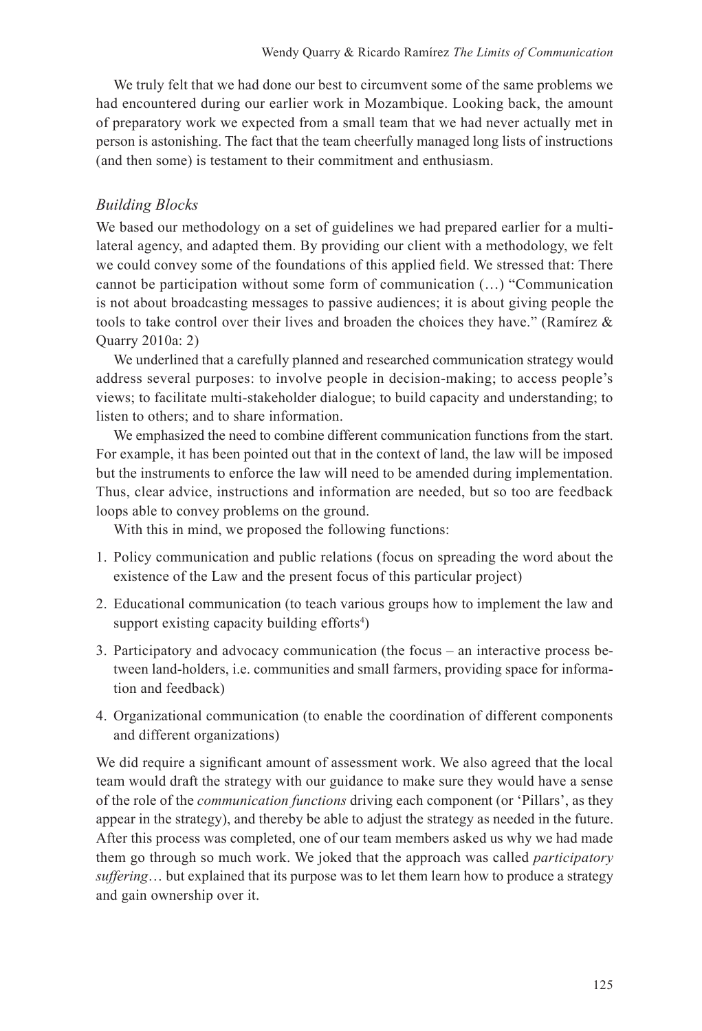We truly felt that we had done our best to circumvent some of the same problems we had encountered during our earlier work in Mozambique. Looking back, the amount of preparatory work we expected from a small team that we had never actually met in person is astonishing. The fact that the team cheerfully managed long lists of instructions (and then some) is testament to their commitment and enthusiasm.

### *Building Blocks*

We based our methodology on a set of guidelines we had prepared earlier for a multi-lateral agency, and adapted them. By providing our client with a methodology, we felt we could convey some of the foundations of this applied field. We stressed that: There cannot be participation without some form of communication (…) "Communication is not about broadcasting messages to passive audiences; it is about giving people the tools to take control over their lives and broaden the choices they have." (Ramírez & Quarry 2010a: 2)

We underlined that a carefully planned and researched communication strategy would address several purposes: to involve people in decision-making; to access people's views; to facilitate multi-stakeholder dialogue; to build capacity and understanding; to listen to others; and to share information.

We emphasized the need to combine different communication functions from the start. For example, it has been pointed out that in the context of land, the law will be imposed but the instruments to enforce the law will need to be amended during implementation. Thus, clear advice, instructions and information are needed, but so too are feedback loops able to convey problems on the ground.

With this in mind, we proposed the following functions:

1. Policy communication and public relations (focus on spreading the word about the existence of the Law and the present focus of this particular project)
2. Educational communication (to teach various groups how to implement the law and support existing capacity building efforts[4])
3. Participatory and advocacy communication (the focus – an interactive process between land-holders, i.e. communities and small farmers, providing space for information and feedback)
4. Organizational communication (to enable the coordination of different components and different organizations)

We did require a significant amount of assessment work. We also agreed that the local team would draft the strategy with our guidance to make sure they would have a sense of the role of the *communication functions* driving each component (or 'Pillars', as they appear in the strategy), and thereby be able to adjust the strategy as needed in the future. After this process was completed, one of our team members asked us why we had made them go through so much work. We joked that the approach was called *participatory suffering*… but explained that its purpose was to let them learn how to produce a strategy and gain ownership over it.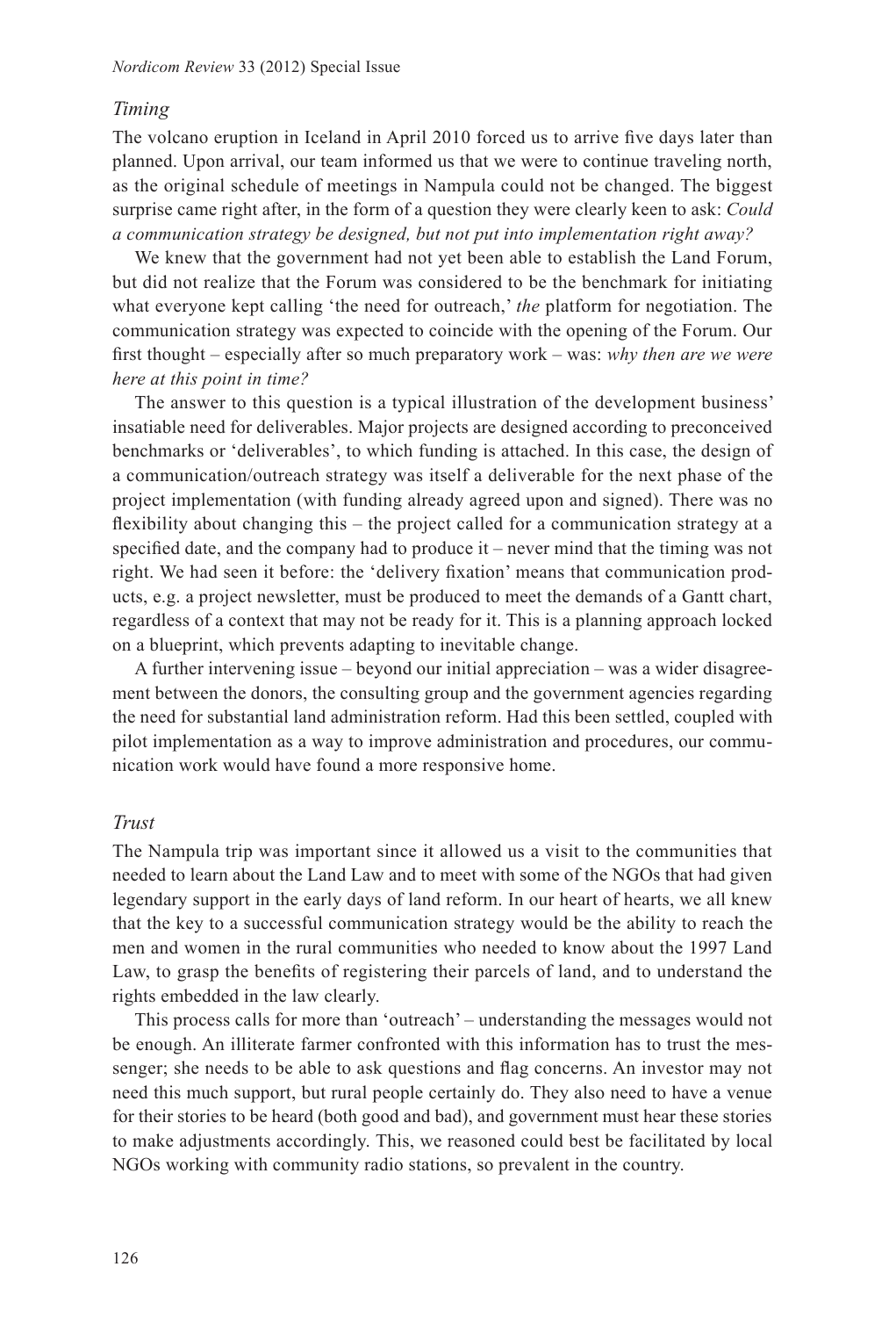### *Timing*

The volcano eruption in Iceland in April 2010 forced us to arrive five days later than planned. Upon arrival, our team informed us that we were to continue traveling north, as the original schedule of meetings in Nampula could not be changed. The biggest surprise came right after, in the form of a question they were clearly keen to ask: *Could a communication strategy be designed, but not put into implementation right away?*

We knew that the government had not yet been able to establish the Land Forum, but did not realize that the Forum was considered to be the benchmark for initiating what everyone kept calling 'the need for outreach,' *the* platform for negotiation. The communication strategy was expected to coincide with the opening of the Forum. Our first thought – especially after so much preparatory work – was: *why then are we were here at this point in time?*

The answer to this question is a typical illustration of the development business' insatiable need for deliverables. Major projects are designed according to preconceived benchmarks or 'deliverables', to which funding is attached. In this case, the design of a communication/outreach strategy was itself a deliverable for the next phase of the project implementation (with funding already agreed upon and signed). There was no flexibility about changing this – the project called for a communication strategy at a specified date, and the company had to produce it – never mind that the timing was not right. We had seen it before: the 'delivery fixation' means that communication products, e.g. a project newsletter, must be produced to meet the demands of a Gantt chart, regardless of a context that may not be ready for it. This is a planning approach locked on a blueprint, which prevents adapting to inevitable change.

A further intervening issue – beyond our initial appreciation – was a wider disagreement between the donors, the consulting group and the government agencies regarding the need for substantial land administration reform. Had this been settled, coupled with pilot implementation as a way to improve administration and procedures, our communication work would have found a more responsive home.

### *Trust*

The Nampula trip was important since it allowed us a visit to the communities that needed to learn about the Land Law and to meet with some of the NGOs that had given legendary support in the early days of land reform. In our heart of hearts, we all knew that the key to a successful communication strategy would be the ability to reach the men and women in the rural communities who needed to know about the 1997 Land Law, to grasp the benefits of registering their parcels of land, and to understand the rights embedded in the law clearly.

This process calls for more than 'outreach' – understanding the messages would not be enough. An illiterate farmer confronted with this information has to trust the messenger; she needs to be able to ask questions and flag concerns. An investor may not need this much support, but rural people certainly do. They also need to have a venue for their stories to be heard (both good and bad), and government must hear these stories to make adjustments accordingly. This, we reasoned could best be facilitated by local NGOs working with community radio stations, so prevalent in the country.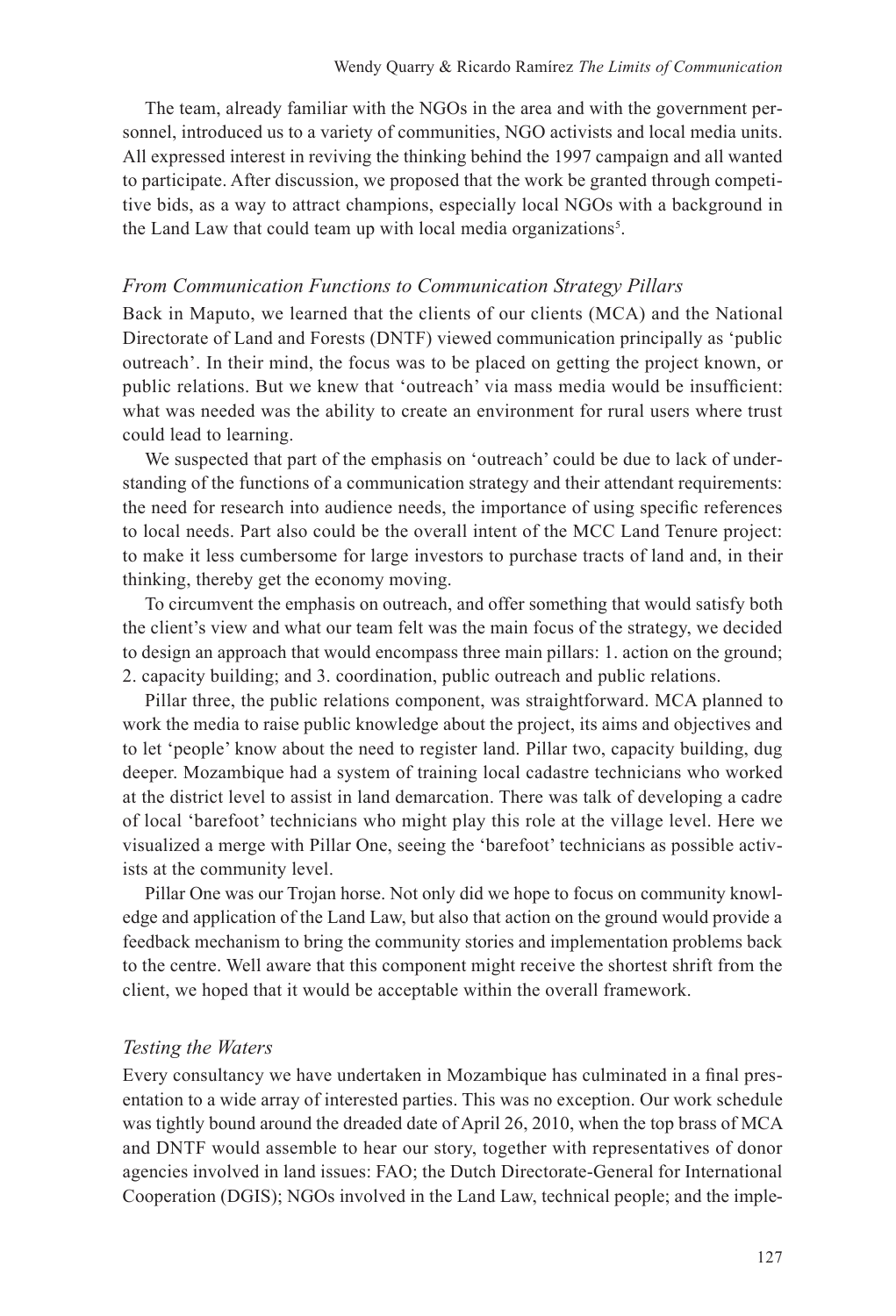The team, already familiar with the NGOs in the area and with the government personnel, introduced us to a variety of communities, NGO activists and local media units. All expressed interest in reviving the thinking behind the 1997 campaign and all wanted to participate. After discussion, we proposed that the work be granted through competitive bids, as a way to attract champions, especially local NGOs with a background in the Land Law that could team up with local media organizations[5].

### *From Communication Functions to Communication Strategy Pillars*

Back in Maputo, we learned that the clients of our clients (MCA) and the National Directorate of Land and Forests (DNTF) viewed communication principally as 'public outreach'. In their mind, the focus was to be placed on getting the project known, or public relations. But we knew that 'outreach' via mass media would be insufficient: what was needed was the ability to create an environment for rural users where trust could lead to learning.

We suspected that part of the emphasis on 'outreach' could be due to lack of understanding of the functions of a communication strategy and their attendant requirements: the need for research into audience needs, the importance of using specific references to local needs. Part also could be the overall intent of the MCC Land Tenure project: to make it less cumbersome for large investors to purchase tracts of land and, in their thinking, thereby get the economy moving.

To circumvent the emphasis on outreach, and offer something that would satisfy both the client's view and what our team felt was the main focus of the strategy, we decided to design an approach that would encompass three main pillars: 1. action on the ground; 2. capacity building; and 3. coordination, public outreach and public relations.

Pillar three, the public relations component, was straightforward. MCA planned to work the media to raise public knowledge about the project, its aims and objectives and to let 'people' know about the need to register land. Pillar two, capacity building, dug deeper. Mozambique had a system of training local cadastre technicians who worked at the district level to assist in land demarcation. There was talk of developing a cadre of local 'barefoot' technicians who might play this role at the village level. Here we visualized a merge with Pillar One, seeing the 'barefoot' technicians as possible activists at the community level.

Pillar One was our Trojan horse. Not only did we hope to focus on community knowledge and application of the Land Law, but also that action on the ground would provide a feedback mechanism to bring the community stories and implementation problems back to the centre. Well aware that this component might receive the shortest shrift from the client, we hoped that it would be acceptable within the overall framework.

### *Testing the Waters*

Every consultancy we have undertaken in Mozambique has culminated in a final presentation to a wide array of interested parties. This was no exception. Our work schedule was tightly bound around the dreaded date of April 26, 2010, when the top brass of MCA and DNTF would assemble to hear our story, together with representatives of donor agencies involved in land issues: FAO; the Dutch Directorate-General for International Cooperation (DGIS); NGOs involved in the Land Law, technical people; and the imple-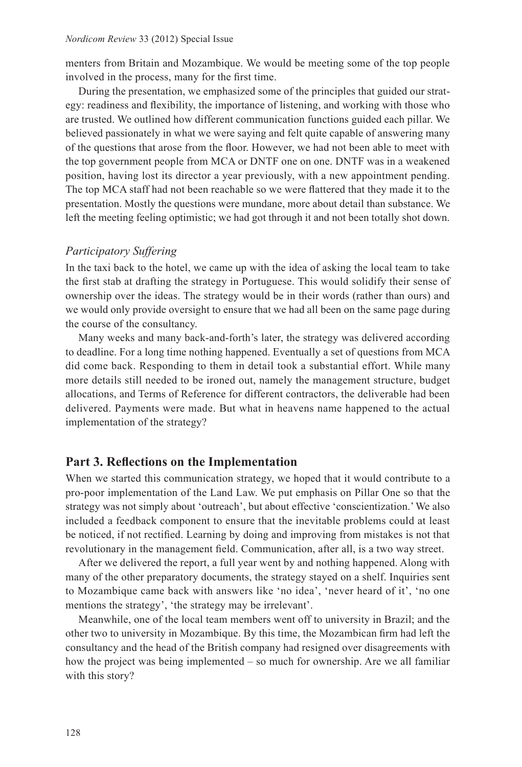menters from Britain and Mozambique. We would be meeting some of the top people involved in the process, many for the first time.

During the presentation, we emphasized some of the principles that guided our strategy: readiness and flexibility, the importance of listening, and working with those who are trusted. We outlined how different communication functions guided each pillar. We believed passionately in what we were saying and felt quite capable of answering many of the questions that arose from the floor. However, we had not been able to meet with the top government people from MCA or DNTF one on one. DNTF was in a weakened position, having lost its director a year previously, with a new appointment pending. The top MCA staff had not been reachable so we were flattered that they made it to the presentation. Mostly the questions were mundane, more about detail than substance. We left the meeting feeling optimistic; we had got through it and not been totally shot down.

### *Participatory Suffering*

In the taxi back to the hotel, we came up with the idea of asking the local team to take the first stab at drafting the strategy in Portuguese. This would solidify their sense of ownership over the ideas. The strategy would be in their words (rather than ours) and we would only provide oversight to ensure that we had all been on the same page during the course of the consultancy.

Many weeks and many back-and-forth's later, the strategy was delivered according to deadline. For a long time nothing happened. Eventually a set of questions from MCA did come back. Responding to them in detail took a substantial effort. While many more details still needed to be ironed out, namely the management structure, budget allocations, and Terms of Reference for different contractors, the deliverable had been delivered. Payments were made. But what in heavens name happened to the actual implementation of the strategy?

## Part 3. Reflections on the Implementation

When we started this communication strategy, we hoped that it would contribute to a pro-poor implementation of the Land Law. We put emphasis on Pillar One so that the strategy was not simply about 'outreach', but about effective 'conscientization.' We also included a feedback component to ensure that the inevitable problems could at least be noticed, if not rectified. Learning by doing and improving from mistakes is not that revolutionary in the management field. Communication, after all, is a two way street.

After we delivered the report, a full year went by and nothing happened. Along with many of the other preparatory documents, the strategy stayed on a shelf. Inquiries sent to Mozambique came back with answers like 'no idea', 'never heard of it', 'no one mentions the strategy', 'the strategy may be irrelevant'.

Meanwhile, one of the local team members went off to university in Brazil; and the other two to university in Mozambique. By this time, the Mozambican firm had left the consultancy and the head of the British company had resigned over disagreements with how the project was being implemented – so much for ownership. Are we all familiar with this story?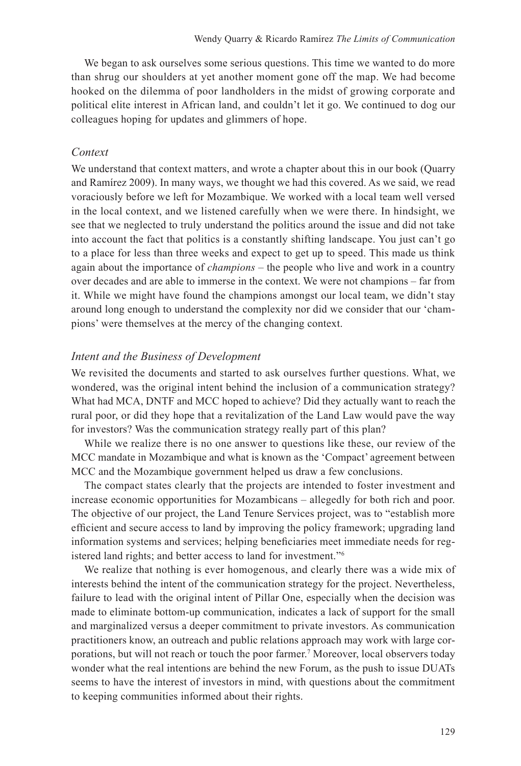We began to ask ourselves some serious questions. This time we wanted to do more than shrug our shoulders at yet another moment gone off the map. We had become hooked on the dilemma of poor landholders in the midst of growing corporate and political elite interest in African land, and couldn't let it go. We continued to dog our colleagues hoping for updates and glimmers of hope.

### *Context*

We understand that context matters, and wrote a chapter about this in our book (Quarry and Ramírez 2009). In many ways, we thought we had this covered. As we said, we read voraciously before we left for Mozambique. We worked with a local team well versed in the local context, and we listened carefully when we were there. In hindsight, we see that we neglected to truly understand the politics around the issue and did not take into account the fact that politics is a constantly shifting landscape. You just can't go to a place for less than three weeks and expect to get up to speed. This made us think again about the importance of *champions* – the people who live and work in a country over decades and are able to immerse in the context. We were not champions – far from it. While we might have found the champions amongst our local team, we didn't stay around long enough to understand the complexity nor did we consider that our 'champions' were themselves at the mercy of the changing context.

### *Intent and the Business of Development*

We revisited the documents and started to ask ourselves further questions. What, we wondered, was the original intent behind the inclusion of a communication strategy? What had MCA, DNTF and MCC hoped to achieve? Did they actually want to reach the rural poor, or did they hope that a revitalization of the Land Law would pave the way for investors? Was the communication strategy really part of this plan?

While we realize there is no one answer to questions like these, our review of the MCC mandate in Mozambique and what is known as the 'Compact' agreement between MCC and the Mozambique government helped us draw a few conclusions.

The compact states clearly that the projects are intended to foster investment and increase economic opportunities for Mozambicans – allegedly for both rich and poor. The objective of our project, the Land Tenure Services project, was to "establish more efficient and secure access to land by improving the policy framework; upgrading land information systems and services; helping beneficiaries meet immediate needs for registered land rights; and better access to land for investment."[6]

We realize that nothing is ever homogenous, and clearly there was a wide mix of interests behind the intent of the communication strategy for the project. Nevertheless, failure to lead with the original intent of Pillar One, especially when the decision was made to eliminate bottom-up communication, indicates a lack of support for the small and marginalized versus a deeper commitment to private investors. As communication practitioners know, an outreach and public relations approach may work with large corporations, but will not reach or touch the poor farmer.[7] Moreover, local observers today wonder what the real intentions are behind the new Forum, as the push to issue DUATs seems to have the interest of investors in mind, with questions about the commitment to keeping communities informed about their rights.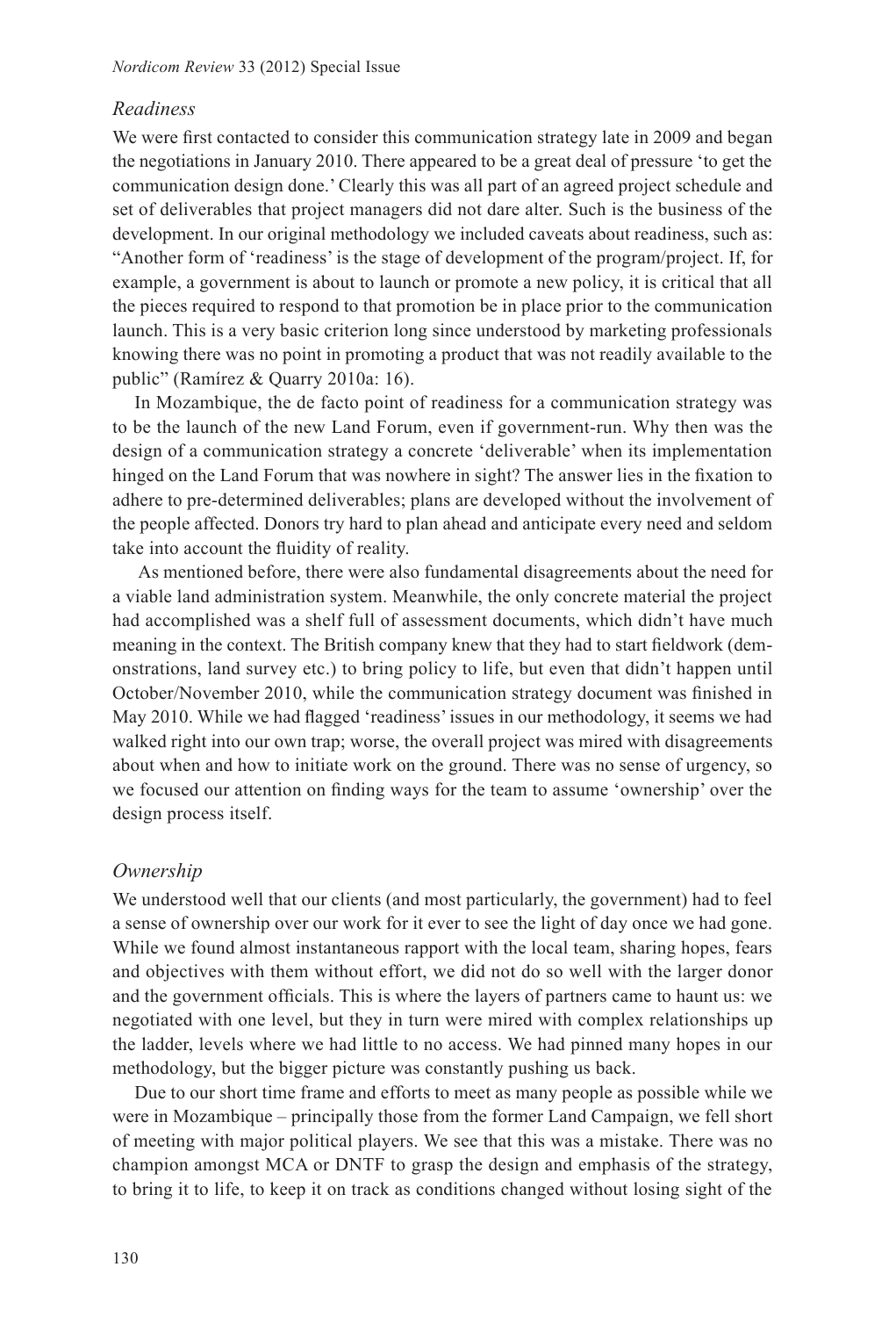### *Readiness*

We were first contacted to consider this communication strategy late in 2009 and began the negotiations in January 2010. There appeared to be a great deal of pressure 'to get the communication design done.' Clearly this was all part of an agreed project schedule and set of deliverables that project managers did not dare alter. Such is the business of the development. In our original methodology we included caveats about readiness, such as: "Another form of 'readiness' is the stage of development of the program/project. If, for example, a government is about to launch or promote a new policy, it is critical that all the pieces required to respond to that promotion be in place prior to the communication launch. This is a very basic criterion long since understood by marketing professionals knowing there was no point in promoting a product that was not readily available to the public" (Ramírez & Quarry 2010a: 16).

In Mozambique, the de facto point of readiness for a communication strategy was to be the launch of the new Land Forum, even if government-run. Why then was the design of a communication strategy a concrete 'deliverable' when its implementation hinged on the Land Forum that was nowhere in sight? The answer lies in the fixation to adhere to pre-determined deliverables; plans are developed without the involvement of the people affected. Donors try hard to plan ahead and anticipate every need and seldom take into account the fluidity of reality.

As mentioned before, there were also fundamental disagreements about the need for a viable land administration system. Meanwhile, the only concrete material the project had accomplished was a shelf full of assessment documents, which didn't have much meaning in the context. The British company knew that they had to start fieldwork (demonstrations, land survey etc.) to bring policy to life, but even that didn't happen until October/November 2010, while the communication strategy document was finished in May 2010. While we had flagged 'readiness' issues in our methodology, it seems we had walked right into our own trap; worse, the overall project was mired with disagreements about when and how to initiate work on the ground. There was no sense of urgency, so we focused our attention on finding ways for the team to assume 'ownership' over the design process itself.

### *Ownership*

We understood well that our clients (and most particularly, the government) had to feel a sense of ownership over our work for it ever to see the light of day once we had gone. While we found almost instantaneous rapport with the local team, sharing hopes, fears and objectives with them without effort, we did not do so well with the larger donor and the government officials. This is where the layers of partners came to haunt us: we negotiated with one level, but they in turn were mired with complex relationships up the ladder, levels where we had little to no access. We had pinned many hopes in our methodology, but the bigger picture was constantly pushing us back.

Due to our short time frame and efforts to meet as many people as possible while we were in Mozambique – principally those from the former Land Campaign, we fell short of meeting with major political players. We see that this was a mistake. There was no champion amongst MCA or DNTF to grasp the design and emphasis of the strategy, to bring it to life, to keep it on track as conditions changed without losing sight of the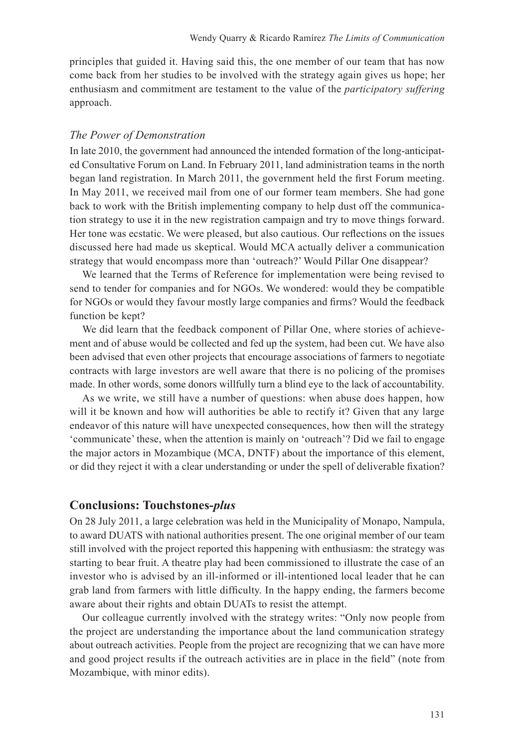principles that guided it. Having said this, the one member of our team that has now come back from her studies to be involved with the strategy again gives us hope; her enthusiasm and commitment are testament to the value of the *participatory suffering* approach.

### *The Power of Demonstration*

In late 2010, the government had announced the intended formation of the long-anticipated Consultative Forum on Land. In February 2011, land administration teams in the north began land registration. In March 2011, the government held the first Forum meeting. In May 2011, we received mail from one of our former team members. She had gone back to work with the British implementing company to help dust off the communication strategy to use it in the new registration campaign and try to move things forward. Her tone was ecstatic. We were pleased, but also cautious. Our reflections on the issues discussed here had made us skeptical. Would MCA actually deliver a communication strategy that would encompass more than 'outreach?' Would Pillar One disappear?

We learned that the Terms of Reference for implementation were being revised to send to tender for companies and for NGOs. We wondered: would they be compatible for NGOs or would they favour mostly large companies and firms? Would the feedback function be kept?

We did learn that the feedback component of Pillar One, where stories of achievement and of abuse would be collected and fed up the system, had been cut. We have also been advised that even other projects that encourage associations of farmers to negotiate contracts with large investors are well aware that there is no policing of the promises made. In other words, some donors willfully turn a blind eye to the lack of accountability.

As we write, we still have a number of questions: when abuse does happen, how will it be known and how will authorities be able to rectify it? Given that any large endeavor of this nature will have unexpected consequences, how then will the strategy 'communicate' these, when the attention is mainly on 'outreach'? Did we fail to engage the major actors in Mozambique (MCA, DNTF) about the importance of this element, or did they reject it with a clear understanding or under the spell of deliverable fixation?

## Conclusions: Touchstones-*plus*

On 28 July 2011, a large celebration was held in the Municipality of Monapo, Nampula, to award DUATS with national authorities present. The one original member of our team still involved with the project reported this happening with enthusiasm: the strategy was starting to bear fruit. A theatre play had been commissioned to illustrate the case of an investor who is advised by an ill-informed or ill-intentioned local leader that he can grab land from farmers with little difficulty. In the happy ending, the farmers become aware about their rights and obtain DUATs to resist the attempt.

Our colleague currently involved with the strategy writes: "Only now people from the project are understanding the importance about the land communication strategy about outreach activities. People from the project are recognizing that we can have more and good project results if the outreach activities are in place in the field" (note from Mozambique, with minor edits).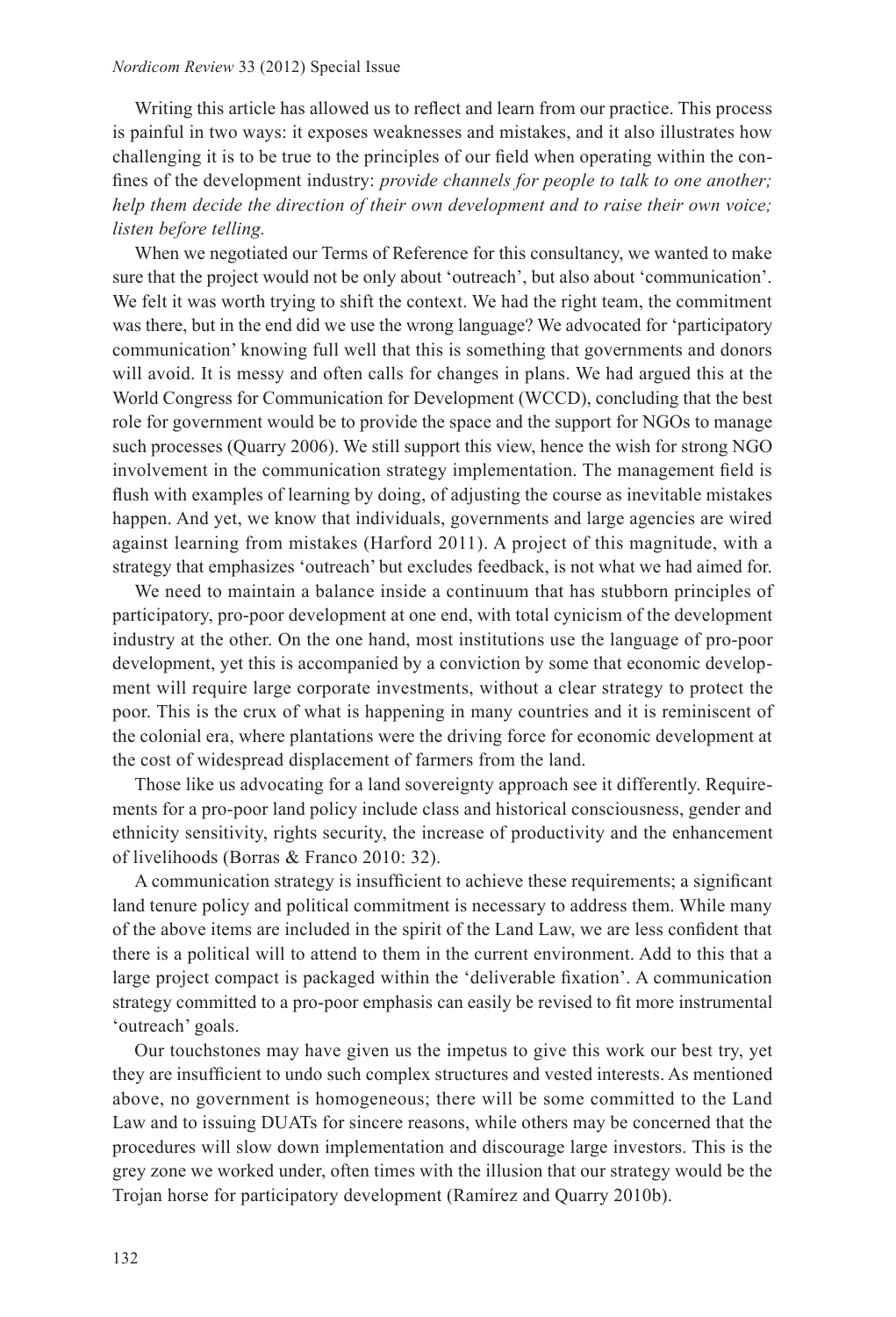Writing this article has allowed us to reflect and learn from our practice. This process is painful in two ways: it exposes weaknesses and mistakes, and it also illustrates how challenging it is to be true to the principles of our field when operating within the confines of the development industry: *provide channels for people to talk to one another; help them decide the direction of their own development and to raise their own voice; listen before telling.*

When we negotiated our Terms of Reference for this consultancy, we wanted to make sure that the project would not be only about 'outreach', but also about 'communication'. We felt it was worth trying to shift the context. We had the right team, the commitment was there, but in the end did we use the wrong language? We advocated for 'participatory communication' knowing full well that this is something that governments and donors will avoid. It is messy and often calls for changes in plans. We had argued this at the World Congress for Communication for Development (WCCD), concluding that the best role for government would be to provide the space and the support for NGOs to manage such processes (Quarry 2006). We still support this view, hence the wish for strong NGO involvement in the communication strategy implementation. The management field is flush with examples of learning by doing, of adjusting the course as inevitable mistakes happen. And yet, we know that individuals, governments and large agencies are wired against learning from mistakes (Harford 2011). A project of this magnitude, with a strategy that emphasizes 'outreach' but excludes feedback, is not what we had aimed for.

We need to maintain a balance inside a continuum that has stubborn principles of participatory, pro-poor development at one end, with total cynicism of the development industry at the other. On the one hand, most institutions use the language of pro-poor development, yet this is accompanied by a conviction by some that economic development will require large corporate investments, without a clear strategy to protect the poor. This is the crux of what is happening in many countries and it is reminiscent of the colonial era, where plantations were the driving force for economic development at the cost of widespread displacement of farmers from the land.

Those like us advocating for a land sovereignty approach see it differently. Requirements for a pro-poor land policy include class and historical consciousness, gender and ethnicity sensitivity, rights security, the increase of productivity and the enhancement of livelihoods (Borras & Franco 2010: 32).

A communication strategy is insufficient to achieve these requirements; a significant land tenure policy and political commitment is necessary to address them. While many of the above items are included in the spirit of the Land Law, we are less confident that there is a political will to attend to them in the current environment. Add to this that a large project compact is packaged within the 'deliverable fixation'. A communication strategy committed to a pro-poor emphasis can easily be revised to fit more instrumental 'outreach' goals.

Our touchstones may have given us the impetus to give this work our best try, yet they are insufficient to undo such complex structures and vested interests. As mentioned above, no government is homogeneous; there will be some committed to the Land Law and to issuing DUATs for sincere reasons, while others may be concerned that the procedures will slow down implementation and discourage large investors. This is the grey zone we worked under, often times with the illusion that our strategy would be the Trojan horse for participatory development (Ramírez and Quarry 2010b).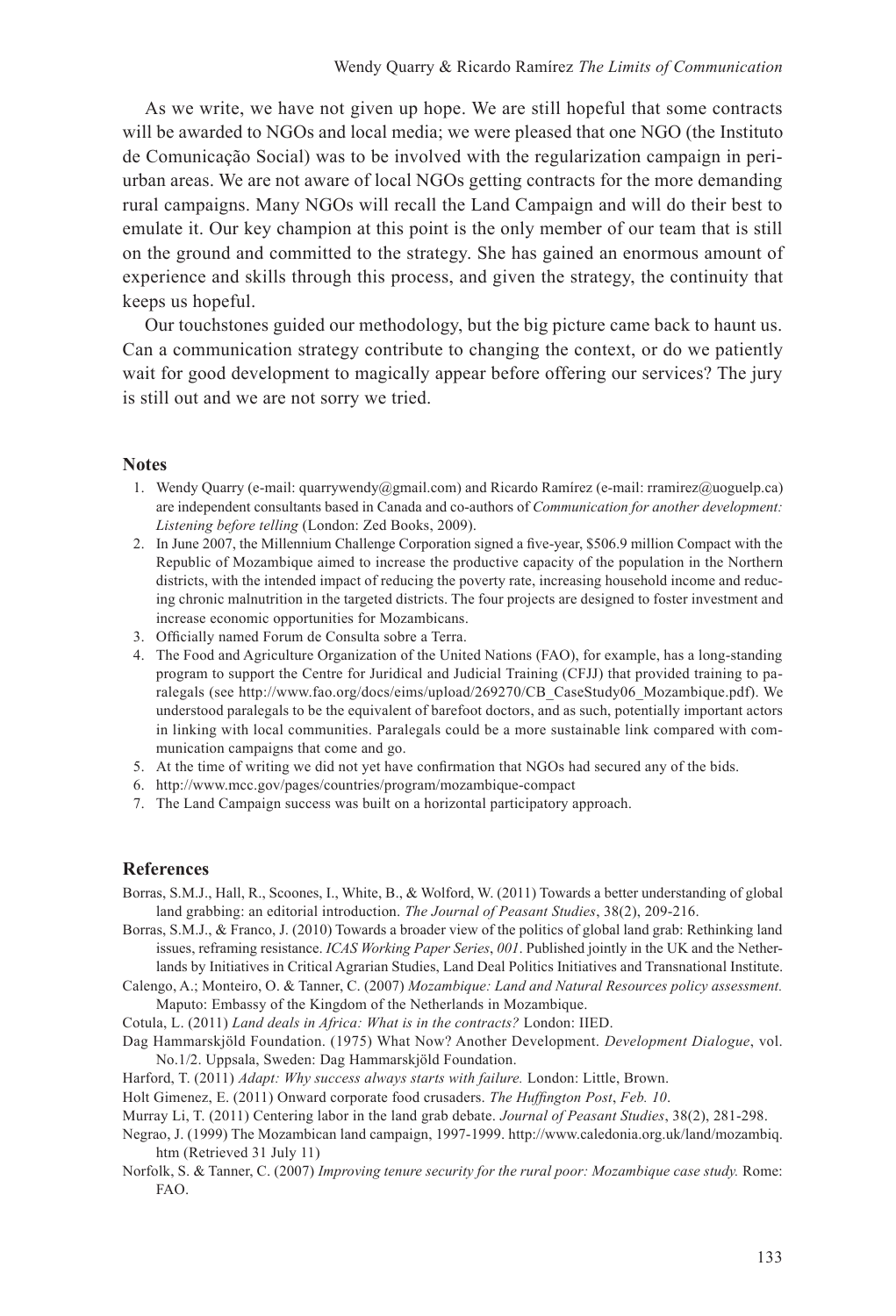As we write, we have not given up hope. We are still hopeful that some contracts will be awarded to NGOs and local media; we were pleased that one NGO (the Instituto de Comunicação Social) was to be involved with the regularization campaign in peri-urban areas. We are not aware of local NGOs getting contracts for the more demanding rural campaigns. Many NGOs will recall the Land Campaign and will do their best to emulate it. Our key champion at this point is the only member of our team that is still on the ground and committed to the strategy. She has gained an enormous amount of experience and skills through this process, and given the strategy, the continuity that keeps us hopeful.

Our touchstones guided our methodology, but the big picture came back to haunt us. Can a communication strategy contribute to changing the context, or do we patiently wait for good development to magically appear before offering our services? The jury is still out and we are not sorry we tried.

### Notes

1. Wendy Quarry (e-mail: quarrywendy@gmail.com) and Ricardo Ramírez (e-mail: rramirez@uoguelp.ca) are independent consultants based in Canada and co-authors of *Communication for another development: Listening before telling* (London: Zed Books, 2009).
2. In June 2007, the Millennium Challenge Corporation signed a five-year, $506.9 million Compact with the Republic of Mozambique aimed to increase the productive capacity of the population in the Northern districts, with the intended impact of reducing the poverty rate, increasing household income and reducing chronic malnutrition in the targeted districts. The four projects are designed to foster investment and increase economic opportunities for Mozambicans.
3. Officially named Forum de Consulta sobre a Terra.
4. The Food and Agriculture Organization of the United Nations (FAO), for example, has a long-standing program to support the Centre for Juridical and Judicial Training (CFJJ) that provided training to paralegals (see http://www.fao.org/docs/eims/upload/269270/CB_CaseStudy06_Mozambique.pdf). We understood paralegals to be the equivalent of barefoot doctors, and as such, potentially important actors in linking with local communities. Paralegals could be a more sustainable link compared with communication campaigns that come and go.
5. At the time of writing we did not yet have confirmation that NGOs had secured any of the bids.
6. http://www.mcc.gov/pages/countries/program/mozambique-compact
7. The Land Campaign success was built on a horizontal participatory approach.

### References

Borras, S.M.J., Hall, R., Scoones, I., White, B., & Wolford, W. (2011) Towards a better understanding of global land grabbing: an editorial introduction. *The Journal of Peasant Studies*, 38(2), 209-216.

Borras, S.M.J., & Franco, J. (2010) Towards a broader view of the politics of global land grab: Rethinking land issues, reframing resistance. *ICAS Working Paper Series*, *001*. Published jointly in the UK and the Netherlands by Initiatives in Critical Agrarian Studies, Land Deal Politics Initiatives and Transnational Institute.

Calengo, A.; Monteiro, O. & Tanner, C. (2007) *Mozambique: Land and Natural Resources policy assessment.* Maputo: Embassy of the Kingdom of the Netherlands in Mozambique.

Cotula, L. (2011) *Land deals in Africa: What is in the contracts?* London: IIED.

Dag Hammarskjöld Foundation. (1975) What Now? Another Development. *Development Dialogue*, vol. No.1/2. Uppsala, Sweden: Dag Hammarskjöld Foundation.

Harford, T. (2011) *Adapt: Why success always starts with failure.* London: Little, Brown.

Holt Gimenez, E. (2011) Onward corporate food crusaders. *The Huffington Post*, *Feb. 10*.

Murray Li, T. (2011) Centering labor in the land grab debate. *Journal of Peasant Studies*, 38(2), 281-298.

Negrao, J. (1999) The Mozambican land campaign, 1997-1999. http://www.caledonia.org.uk/land/mozambiq.htm (Retrieved 31 July 11)

Norfolk, S. & Tanner, C. (2007) *Improving tenure security for the rural poor: Mozambique case study.* Rome: FAO.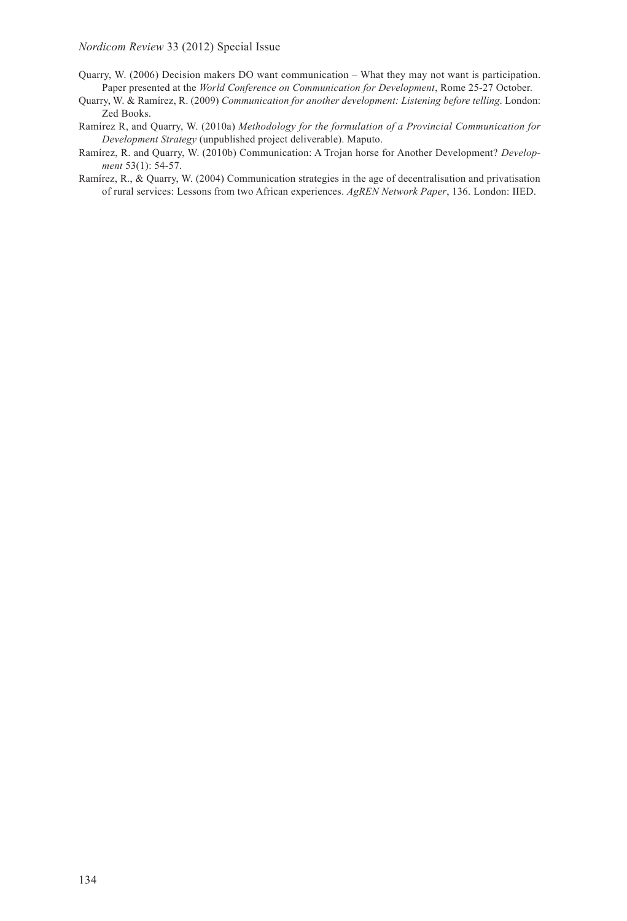Quarry, W. (2006) Decision makers DO want communication – What they may not want is participation. Paper presented at the *World Conference on Communication for Development*, Rome 25-27 October.

Quarry, W. & Ramírez, R. (2009) *Communication for another development: Listening before telling*. London: Zed Books.

Ramírez R, and Quarry, W. (2010a) *Methodology for the formulation of a Provincial Communication for Development Strategy* (unpublished project deliverable). Maputo.

Ramírez, R. and Quarry, W. (2010b) Communication: A Trojan horse for Another Development? *Development* 53(1): 54-57.

Ramírez, R., & Quarry, W. (2004) Communication strategies in the age of decentralisation and privatisation of rural services: Lessons from two African experiences. *AgREN Network Paper*, 136. London: IIED.